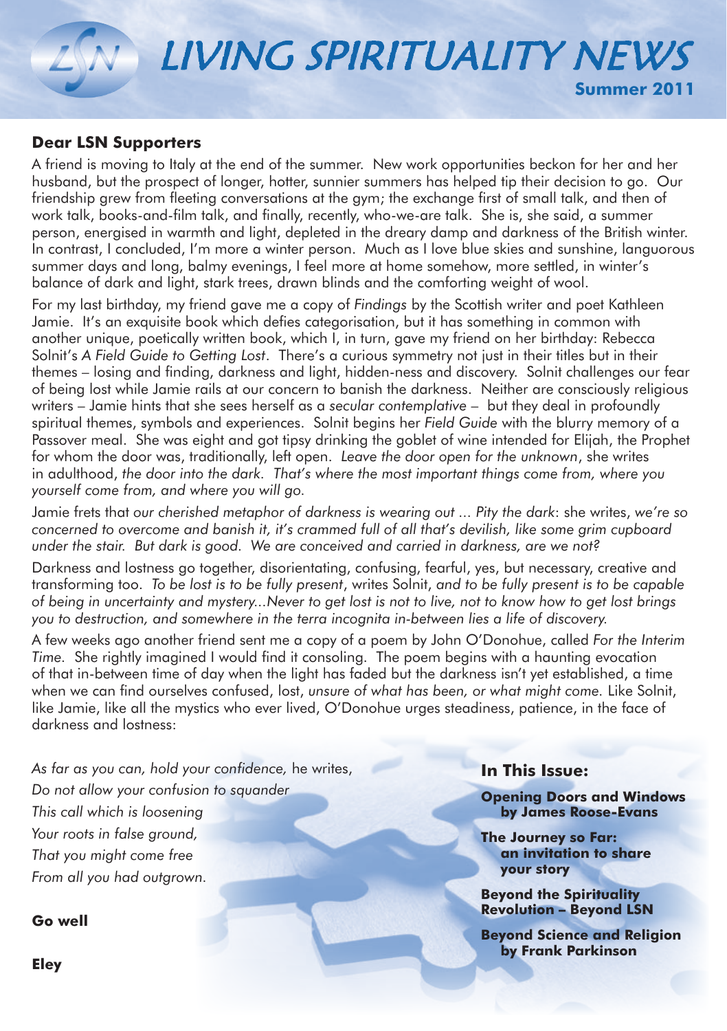# LIVING SPIRITUALITY NEWS

**Summer 2011**

## Dear LSN Supporters

A friend is moving to Italy at the end of the summer. New work opportunities beckon for her and her husband, but the prospect of longer, hotter, sunnier summers has helped tip their decision to go. Our friendship grew from fleeting conversations at the gym; the exchange first of small talk, and then of work talk, books-and-film talk, and finally, recently, who-we-are talk. She is, she said, a summer person, energised in warmth and light, depleted in the dreary damp and darkness of the British winter. In contrast, I concluded, I'm more a winter person. Much as I love blue skies and sunshine, languorous summer days and long, balmy evenings, I feel more at home somehow, more settled, in winter's balance of dark and light, stark trees, drawn blinds and the comforting weight of wool.

For my last birthday, my friend gave me a copy of *Findings* by the Scottish writer and poet Kathleen Jamie. It's an exquisite book which defies categorisation, but it has something in common with another unique, poetically written book, which I, in turn, gave my friend on her birthday: Rebecca Solnit's *A Field Guide to Getting Lost*. There's a curious symmetry not just in their titles but in their themes – losing and finding, darkness and light, hidden-ness and discovery. Solnit challenges our fear of being lost while Jamie rails at our concern to banish the darkness. Neither are consciously religious writers – Jamie hints that she sees herself as a *secular contemplative* – but they deal in profoundly spiritual themes, symbols and experiences. Solnit begins her *Field Guide* with the blurry memory of a Passover meal. She was eight and got tipsy drinking the goblet of wine intended for Elijah, the Prophet for whom the door was, traditionally, left open. *Leave the door open for the unknown*, she writes in adulthood, *the door into the dark. That's where the most important things come from, where you yourself come from, and where you will go.*

Jamie frets that *our cherished metaphor of darkness is wearing out ... Pity the dark*: she writes, *we're so concerned to overcome and banish it, it's crammed full of all that's devilish, like some grim cupboard under the stair. But dark is good. We are conceived and carried in darkness, are we not?*

Darkness and lostness go together, disorientating, confusing, fearful, yes, but necessary, creative and transforming too. *To be lost is to be fully present*, writes Solnit, *and to be fully present is to be capable of being in uncertainty and mystery...Never to get lost is not to live, not to know how to get lost brings you to destruction, and somewhere in the terra incognita in-between lies a life of discovery.*

A few weeks ago another friend sent me a copy of a poem by John O'Donohue, called *For the Interim Time*. She rightly imagined I would find it consoling. The poem begins with a haunting evocation of that in-between time of day when the light has faded but the darkness isn't yet established, a time when we can find ourselves confused, lost, *unsure of what has been, or what might come.* Like Solnit, like Jamie, like all the mystics who ever lived, O'Donohue urges steadiness, patience, in the face of darkness and lostness:

*As far as you can, hold your confidence,* he writes,
*Do not allow your confusion to squander*
*This call which is loosening*
*Your roots in false ground,*
*That you might come free*
*From all you had outgrown.*

**Go well**

**Eley**

### In This Issue:

**Opening Doors and Windows by James Roose-Evans**

**The Journey so Far: an invitation to share your story**

**Beyond the Spirituality Revolution – Beyond LSN**

**Beyond Science and Religion by Frank Parkinson**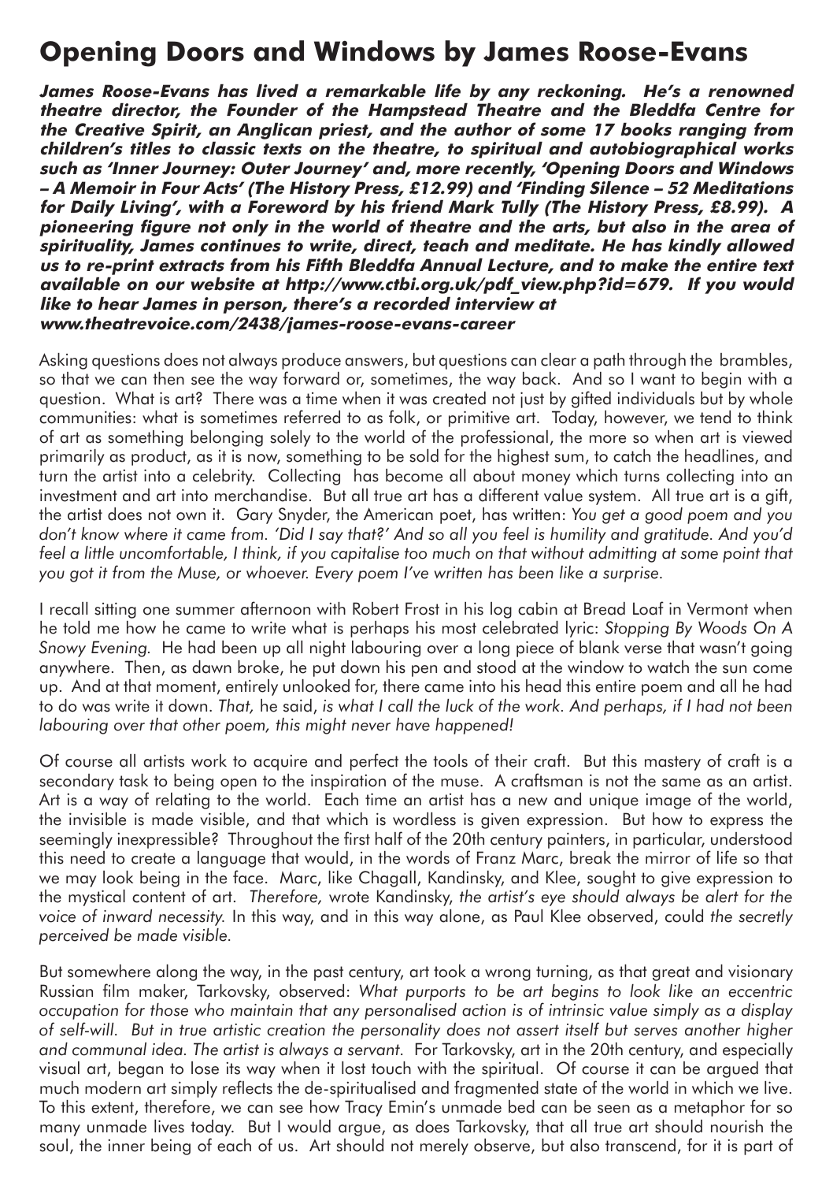# Opening Doors and Windows by James Roose-Evans

***James Roose-Evans has lived a remarkable life by any reckoning. He's a renowned theatre director, the Founder of the Hampstead Theatre and the Bleddfa Centre for the Creative Spirit, an Anglican priest, and the author of some 17 books ranging from children's titles to classic texts on the theatre, to spiritual and autobiographical works such as 'Inner Journey: Outer Journey' and, more recently, 'Opening Doors and Windows – A Memoir in Four Acts' (The History Press, £12.99) and 'Finding Silence – 52 Meditations for Daily Living', with a Foreword by his friend Mark Tully (The History Press, £8.99). A pioneering figure not only in the world of theatre and the arts, but also in the area of spirituality, James continues to write, direct, teach and meditate. He has kindly allowed us to re-print extracts from his Fifth Bleddfa Annual Lecture, and to make the entire text available on our website at http://www.ctbi.org.uk/pdf_view.php?id=679. If you would like to hear James in person, there's a recorded interview at www.theatrevoice.com/2438/james-roose-evans-career***

Asking questions does not always produce answers, but questions can clear a path through the brambles, so that we can then see the way forward or, sometimes, the way back. And so I want to begin with a question. What is art? There was a time when it was created not just by gifted individuals but by whole communities: what is sometimes referred to as folk, or primitive art. Today, however, we tend to think of art as something belonging solely to the world of the professional, the more so when art is viewed primarily as product, as it is now, something to be sold for the highest sum, to catch the headlines, and turn the artist into a celebrity. Collecting has become all about money which turns collecting into an investment and art into merchandise. But all true art has a different value system. All true art is a gift, the artist does not own it. Gary Snyder, the American poet, has written: *You get a good poem and you don't know where it came from. 'Did I say that?' And so all you feel is humility and gratitude. And you'd feel a little uncomfortable, I think, if you capitalise too much on that without admitting at some point that you got it from the Muse, or whoever. Every poem I've written has been like a surprise.*

I recall sitting one summer afternoon with Robert Frost in his log cabin at Bread Loaf in Vermont when he told me how he came to write what is perhaps his most celebrated lyric: *Stopping By Woods On A Snowy Evening.* He had been up all night labouring over a long piece of blank verse that wasn't going anywhere. Then, as dawn broke, he put down his pen and stood at the window to watch the sun come up. And at that moment, entirely unlooked for, there came into his head this entire poem and all he had to do was write it down. *That,* he said, *is what I call the luck of the work. And perhaps, if I had not been labouring over that other poem, this might never have happened!*

Of course all artists work to acquire and perfect the tools of their craft. But this mastery of craft is a secondary task to being open to the inspiration of the muse. A craftsman is not the same as an artist. Art is a way of relating to the world. Each time an artist has a new and unique image of the world, the invisible is made visible, and that which is wordless is given expression. But how to express the seemingly inexpressible? Throughout the first half of the 20th century painters, in particular, understood this need to create a language that would, in the words of Franz Marc, break the mirror of life so that we may look being in the face. Marc, like Chagall, Kandinsky, and Klee, sought to give expression to the mystical content of art. *Therefore,* wrote Kandinsky, *the artist's eye should always be alert for the voice of inward necessity.* In this way, and in this way alone, as Paul Klee observed, could *the secretly perceived be made visible.*

But somewhere along the way, in the past century, art took a wrong turning, as that great and visionary Russian film maker, Tarkovsky, observed: *What purports to be art begins to look like an eccentric occupation for those who maintain that any personalised action is of intrinsic value simply as a display of self-will. But in true artistic creation the personality does not assert itself but serves another higher and communal idea. The artist is always a servant.* For Tarkovsky, art in the 20th century, and especially visual art, began to lose its way when it lost touch with the spiritual. Of course it can be argued that much modern art simply reflects the de-spiritualised and fragmented state of the world in which we live. To this extent, therefore, we can see how Tracy Emin's unmade bed can be seen as a metaphor for so many unmade lives today. But I would argue, as does Tarkovsky, that all true art should nourish the soul, the inner being of each of us. Art should not merely observe, but also transcend, for it is part of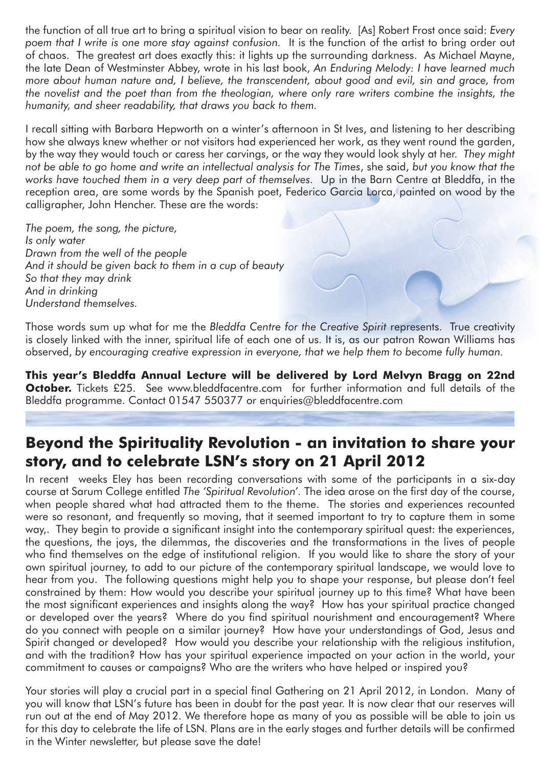the function of all true art to bring a spiritual vision to bear on reality. [As] Robert Frost once said: *Every poem that I write is one more stay against confusion.* It is the function of the artist to bring order out of chaos. The greatest art does exactly this: it lights up the surrounding darkness. As Michael Mayne, the late Dean of Westminster Abbey, wrote in his last book, *An Enduring Melody: I have learned much more about human nature and, I believe, the transcendent, about good and evil, sin and grace, from the novelist and the poet than from the theologian, where only rare writers combine the insights, the humanity, and sheer readability, that draws you back to them.*

I recall sitting with Barbara Hepworth on a winter's afternoon in St Ives, and listening to her describing how she always knew whether or not visitors had experienced her work, as they went round the garden, by the way they would touch or caress her carvings, or the way they would look shyly at her. *They might not be able to go home and write an intellectual analysis for The Times*, she said, *but you know that the works have touched them in a very deep part of themselves.* Up in the Barn Centre at Bleddfa, in the reception area, are some words by the Spanish poet, Federico Garcia Lorca, painted on wood by the calligrapher, John Hencher. These are the words:

*The poem, the song, the picture,*  
*Is only water*  
*Drawn from the well of the people*  
*And it should be given back to them in a cup of beauty*  
*So that they may drink*  
*And in drinking*  
*Understand themselves.*

Those words sum up what for me the *Bleddfa Centre for the Creative Spirit* represents. True creativity is closely linked with the inner, spiritual life of each one of us. It is, as our patron Rowan Williams has observed, *by encouraging creative expression in everyone, that we help them to become fully human.*

**This year's Bleddfa Annual Lecture will be delivered by Lord Melvyn Bragg on 22nd October.** Tickets £25. See www.bleddfacentre.com for further information and full details of the Bleddfa programme. Contact 01547 550377 or enquiries@bleddfacentre.com

## Beyond the Spirituality Revolution - an invitation to share your story, and to celebrate LSN's story on 21 April 2012

In recent weeks Eley has been recording conversations with some of the participants in a six-day course at Sarum College entitled *The 'Spiritual Revolution'.* The idea arose on the first day of the course, when people shared what had attracted them to the theme. The stories and experiences recounted were so resonant, and frequently so moving, that it seemed important to try to capture them in some way,. They begin to provide a significant insight into the contemporary spiritual quest: the experiences, the questions, the joys, the dilemmas, the discoveries and the transformations in the lives of people who find themselves on the edge of institutional religion. If you would like to share the story of your own spiritual journey, to add to our picture of the contemporary spiritual landscape, we would love to hear from you. The following questions might help you to shape your response, but please don't feel constrained by them: How would you describe your spiritual journey up to this time? What have been the most significant experiences and insights along the way? How has your spiritual practice changed or developed over the years? Where do you find spiritual nourishment and encouragement? Where do you connect with people on a similar journey? How have your understandings of God, Jesus and Spirit changed or developed? How would you describe your relationship with the religious institution, and with the tradition? How has your spiritual experience impacted on your action in the world, your commitment to causes or campaigns? Who are the writers who have helped or inspired you?

Your stories will play a crucial part in a special final Gathering on 21 April 2012, in London. Many of you will know that LSN's future has been in doubt for the past year. It is now clear that our reserves will run out at the end of May 2012. We therefore hope as many of you as possible will be able to join us for this day to celebrate the life of LSN. Plans are in the early stages and further details will be confirmed in the Winter newsletter, but please save the date!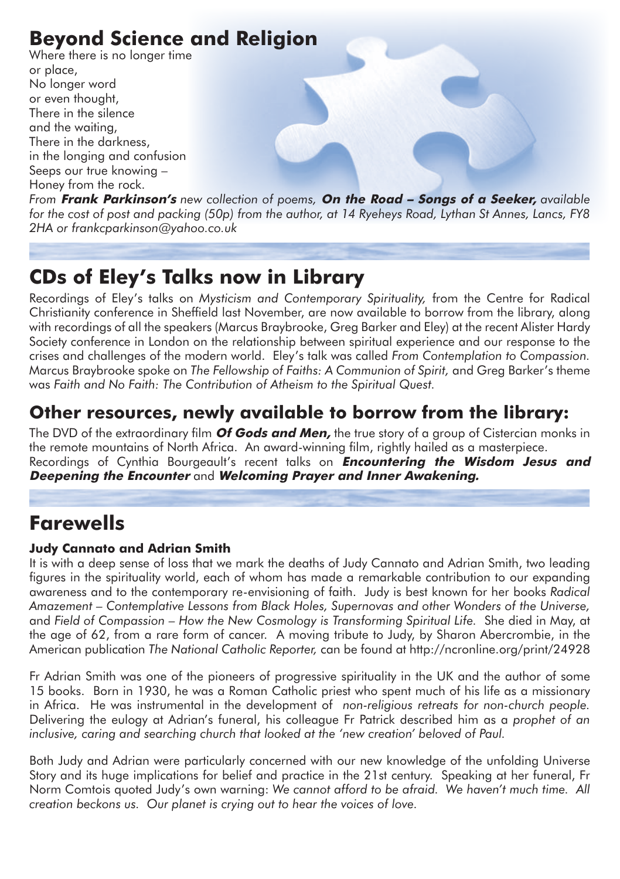## Beyond Science and Religion

Where there is no longer time
or place,
No longer word
or even thought,
There in the silence
and the waiting,
There in the darkness,
in the longing and confusion
Seeps our true knowing –
Honey from the rock.

*From **Frank Parkinson's** new collection of poems, **On the Road – Songs of a Seeker,** available for the cost of post and packing (50p) from the author, at 14 Ryeheys Road, Lythan St Annes, Lancs, FY8 2HA or frankcparkinson@yahoo.co.uk*

## CDs of Eley's Talks now in Library

Recordings of Eley's talks on *Mysticism and Contemporary Spirituality,* from the Centre for Radical Christianity conference in Sheffield last November, are now available to borrow from the library, along with recordings of all the speakers (Marcus Braybrooke, Greg Barker and Eley) at the recent Alister Hardy Society conference in London on the relationship between spiritual experience and our response to the crises and challenges of the modern world. Eley's talk was called *From Contemplation to Compassion.* Marcus Braybrooke spoke on *The Fellowship of Faiths: A Communion of Spirit,* and Greg Barker's theme was *Faith and No Faith: The Contribution of Atheism to the Spiritual Quest.*

### Other resources, newly available to borrow from the library:

The DVD of the extraordinary film ***Of Gods and Men,*** the true story of a group of Cistercian monks in the remote mountains of North Africa. An award-winning film, rightly hailed as a masterpiece.
Recordings of Cynthia Bourgeault's recent talks on ***Encountering the Wisdom Jesus and Deepening the Encounter*** and ***Welcoming Prayer and Inner Awakening.***

## Farewells

#### Judy Cannato and Adrian Smith

It is with a deep sense of loss that we mark the deaths of Judy Cannato and Adrian Smith, two leading figures in the spirituality world, each of whom has made a remarkable contribution to our expanding awareness and to the contemporary re-envisioning of faith. Judy is best known for her books *Radical Amazement – Contemplative Lessons from Black Holes, Supernovas and other Wonders of the Universe,* and *Field of Compassion – How the New Cosmology is Transforming Spiritual Life.* She died in May, at the age of 62, from a rare form of cancer. A moving tribute to Judy, by Sharon Abercrombie, in the American publication *The National Catholic Reporter,* can be found at http://ncronline.org/print/24928

Fr Adrian Smith was one of the pioneers of progressive spirituality in the UK and the author of some 15 books. Born in 1930, he was a Roman Catholic priest who spent much of his life as a missionary in Africa. He was instrumental in the development of *non-religious retreats for non-church people.* Delivering the eulogy at Adrian's funeral, his colleague Fr Patrick described him as a *prophet of an inclusive, caring and searching church that looked at the 'new creation' beloved of Paul.*

Both Judy and Adrian were particularly concerned with our new knowledge of the unfolding Universe Story and its huge implications for belief and practice in the 21st century. Speaking at her funeral, Fr Norm Comtois quoted Judy's own warning: *We cannot afford to be afraid. We haven't much time. All creation beckons us. Our planet is crying out to hear the voices of love.*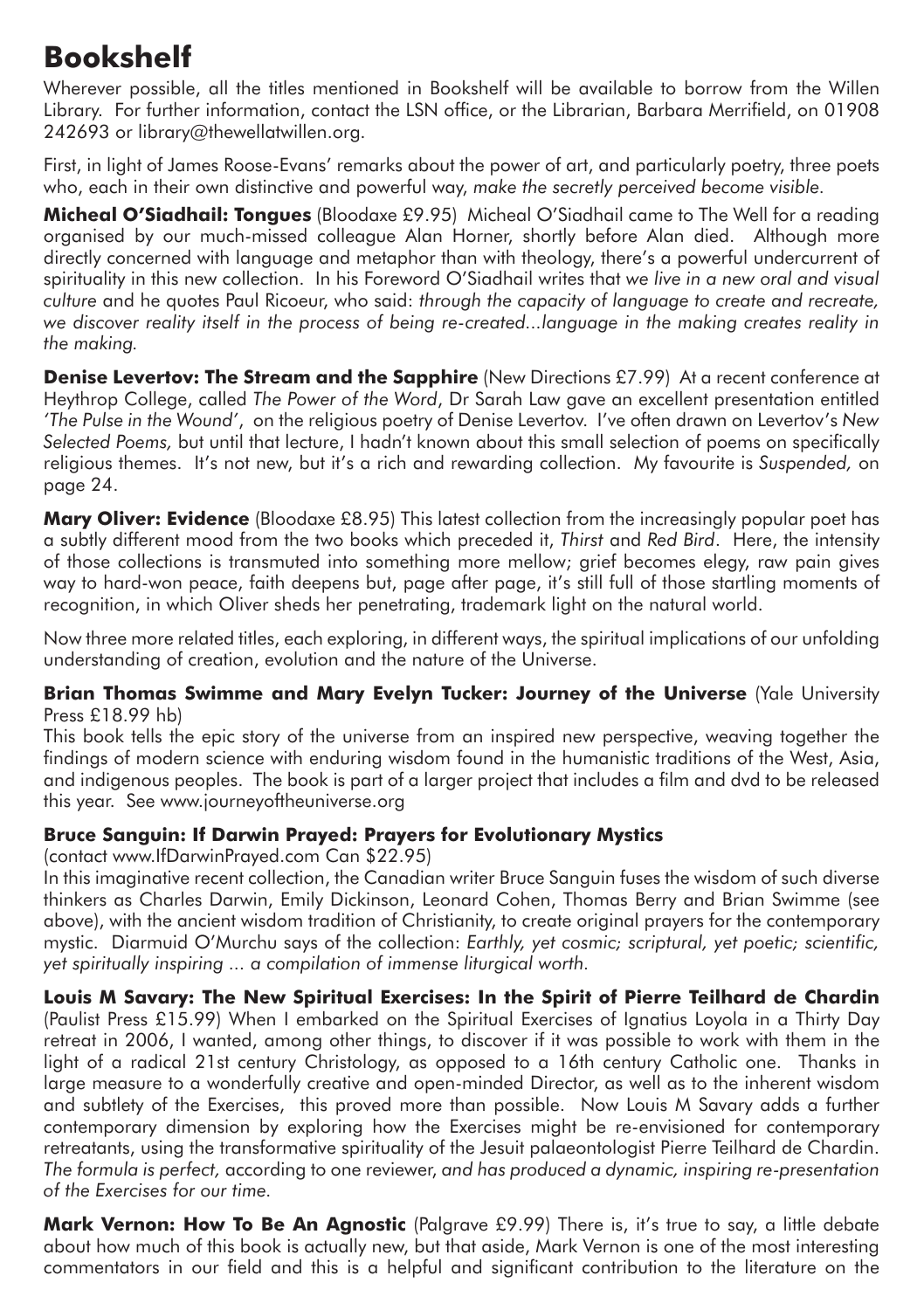# Bookshelf

Wherever possible, all the titles mentioned in Bookshelf will be available to borrow from the Willen Library. For further information, contact the LSN office, or the Librarian, Barbara Merrifield, on 01908 242693 or library@thewellatwillen.org.

First, in light of James Roose-Evans' remarks about the power of art, and particularly poetry, three poets who, each in their own distinctive and powerful way, *make the secretly perceived become visible.*

**Micheal O'Siadhail: Tongues** (Bloodaxe £9.95) Micheal O'Siadhail came to The Well for a reading organised by our much-missed colleague Alan Horner, shortly before Alan died. Although more directly concerned with language and metaphor than with theology, there's a powerful undercurrent of spirituality in this new collection. In his Foreword O'Siadhail writes that *we live in a new oral and visual culture* and he quotes Paul Ricoeur, who said: *through the capacity of language to create and recreate, we discover reality itself in the process of being re-created...language in the making creates reality in the making.*

**Denise Levertov: The Stream and the Sapphire** (New Directions £7.99) At a recent conference at Heythrop College, called *The Power of the Word*, Dr Sarah Law gave an excellent presentation entitled *'The Pulse in the Wound'*, on the religious poetry of Denise Levertov. I've often drawn on Levertov's *New Selected Poems,* but until that lecture, I hadn't known about this small selection of poems on specifically religious themes. It's not new, but it's a rich and rewarding collection. My favourite is *Suspended,* on page 24.

**Mary Oliver: Evidence** (Bloodaxe £8.95) This latest collection from the increasingly popular poet has a subtly different mood from the two books which preceded it, *Thirst* and *Red Bird*. Here, the intensity of those collections is transmuted into something more mellow; grief becomes elegy, raw pain gives way to hard-won peace, faith deepens but, page after page, it's still full of those startling moments of recognition, in which Oliver sheds her penetrating, trademark light on the natural world.

Now three more related titles, each exploring, in different ways, the spiritual implications of our unfolding understanding of creation, evolution and the nature of the Universe.

**Brian Thomas Swimme and Mary Evelyn Tucker: Journey of the Universe** (Yale University Press £18.99 hb)

This book tells the epic story of the universe from an inspired new perspective, weaving together the findings of modern science with enduring wisdom found in the humanistic traditions of the West, Asia, and indigenous peoples. The book is part of a larger project that includes a film and dvd to be released this year. See www.journeyoftheuniverse.org

**Bruce Sanguin: If Darwin Prayed: Prayers for Evolutionary Mystics**

(contact www.IfDarwinPrayed.com Can $22.95)

In this imaginative recent collection, the Canadian writer Bruce Sanguin fuses the wisdom of such diverse thinkers as Charles Darwin, Emily Dickinson, Leonard Cohen, Thomas Berry and Brian Swimme (see above), with the ancient wisdom tradition of Christianity, to create original prayers for the contemporary mystic. Diarmuid O'Murchu says of the collection: *Earthly, yet cosmic; scriptural, yet poetic; scientific, yet spiritually inspiring ... a compilation of immense liturgical worth.*

**Louis M Savary: The New Spiritual Exercises: In the Spirit of Pierre Teilhard de Chardin** (Paulist Press £15.99) When I embarked on the Spiritual Exercises of Ignatius Loyola in a Thirty Day retreat in 2006, I wanted, among other things, to discover if it was possible to work with them in the light of a radical 21st century Christology, as opposed to a 16th century Catholic one. Thanks in large measure to a wonderfully creative and open-minded Director, as well as to the inherent wisdom and subtlety of the Exercises, this proved more than possible. Now Louis M Savary adds a further contemporary dimension by exploring how the Exercises might be re-envisioned for contemporary retreatants, using the transformative spirituality of the Jesuit palaeontologist Pierre Teilhard de Chardin. *The formula is perfect,* according to one reviewer, *and has produced a dynamic, inspiring re-presentation of the Exercises for our time.*

**Mark Vernon: How To Be An Agnostic** (Palgrave £9.99) There is, it's true to say, a little debate about how much of this book is actually new, but that aside, Mark Vernon is one of the most interesting commentators in our field and this is a helpful and significant contribution to the literature on the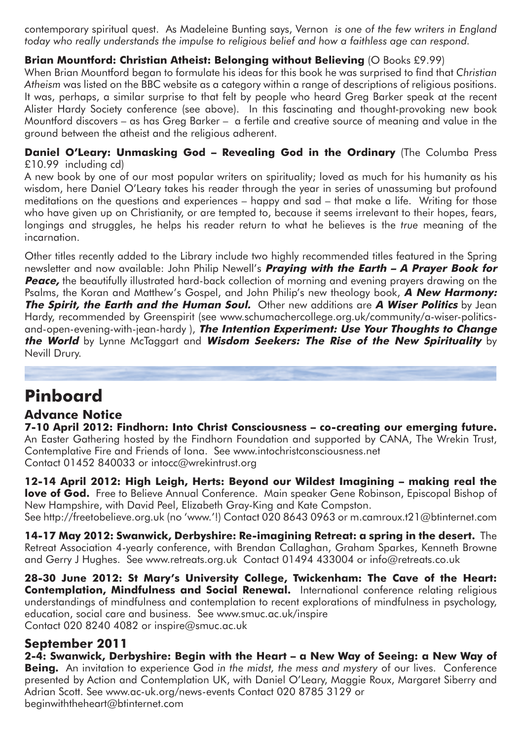contemporary spiritual quest. As Madeleine Bunting says, Vernon *is one of the few writers in England today who really understands the impulse to religious belief and how a faithless age can respond.*

**Brian Mountford: Christian Atheist: Belonging without Believing** (O Books £9.99)
When Brian Mountford began to formulate his ideas for this book he was surprised to find that *Christian Atheism* was listed on the BBC website as a category within a range of descriptions of religious positions. It was, perhaps, a similar surprise to that felt by people who heard Greg Barker speak at the recent Alister Hardy Society conference (see above). In this fascinating and thought-provoking new book Mountford discovers – as has Greg Barker – a fertile and creative source of meaning and value in the ground between the atheist and the religious adherent.

**Daniel O'Leary: Unmasking God – Revealing God in the Ordinary** (The Columba Press £10.99 including cd)
A new book by one of our most popular writers on spirituality; loved as much for his humanity as his wisdom, here Daniel O'Leary takes his reader through the year in series of unassuming but profound meditations on the questions and experiences – happy and sad – that make a life. Writing for those who have given up on Christianity, or are tempted to, because it seems irrelevant to their hopes, fears, longings and struggles, he helps his reader return to what he believes is the *true* meaning of the incarnation.

Other titles recently added to the Library include two highly recommended titles featured in the Spring newsletter and now available: John Philip Newell's ***Praying with the Earth – A Prayer Book for Peace,*** the beautifully illustrated hard-back collection of morning and evening prayers drawing on the Psalms, the Koran and Matthew's Gospel, and John Philip's new theology book, ***A New Harmony: The Spirit, the Earth and the Human Soul.*** Other new additions are ***A Wiser Politics*** by Jean Hardy, recommended by Greenspirit (see www.schumachercollege.org.uk/community/a-wiser-politics-and-open-evening-with-jean-hardy ), ***The Intention Experiment: Use Your Thoughts to Change the World*** by Lynne McTaggart and ***Wisdom Seekers: The Rise of the New Spirituality*** by Nevill Drury.

# Pinboard

## Advance Notice

**7-10 April 2012: Findhorn: Into Christ Consciousness – co-creating our emerging future.** An Easter Gathering hosted by the Findhorn Foundation and supported by CANA, The Wrekin Trust, Contemplative Fire and Friends of Iona. See www.intochristconsciousness.net
Contact 01452 840033 or intocc@wrekintrust.org

**12-14 April 2012: High Leigh, Herts: Beyond our Wildest Imagining – making real the love of God.** Free to Believe Annual Conference. Main speaker Gene Robinson, Episcopal Bishop of New Hampshire, with David Peel, Elizabeth Gray-King and Kate Compston.
See http://freetobelieve.org.uk (no 'www.'!) Contact 020 8643 0963 or m.camroux.t21@btinternet.com

**14-17 May 2012: Swanwick, Derbyshire: Re-imagining Retreat: a spring in the desert.** The Retreat Association 4-yearly conference, with Brendan Callaghan, Graham Sparkes, Kenneth Browne and Gerry J Hughes. See www.retreats.org.uk Contact 01494 433004 or info@retreats.co.uk

**28-30 June 2012: St Mary's University College, Twickenham: The Cave of the Heart: Contemplation, Mindfulness and Social Renewal.** International conference relating religious understandings of mindfulness and contemplation to recent explorations of mindfulness in psychology, education, social care and business. See www.smuc.ac.uk/inspire
Contact 020 8240 4082 or inspire@smuc.ac.uk

## September 2011

**2-4: Swanwick, Derbyshire: Begin with the Heart – a New Way of Seeing: a New Way of Being.** An invitation to experience God *in the midst, the mess and mystery* of our lives. Conference presented by Action and Contemplation UK, with Daniel O'Leary, Maggie Roux, Margaret Siberry and Adrian Scott. See www.ac-uk.org/news-events Contact 020 8785 3129 or beginwiththeheart@btinternet.com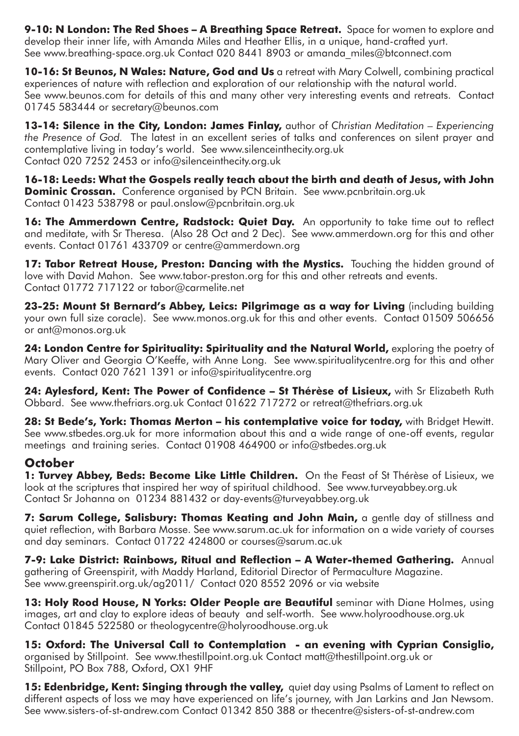**9-10: N London: The Red Shoes – A Breathing Space Retreat.** Space for women to explore and develop their inner life, with Amanda Miles and Heather Ellis, in a unique, hand-crafted yurt. See www.breathing-space.org.uk Contact 020 8441 8903 or amanda_miles@btconnect.com

**10-16: St Beunos, N Wales: Nature, God and Us** a retreat with Mary Colwell, combining practical experiences of nature with reflection and exploration of our relationship with the natural world. See www.beunos.com for details of this and many other very interesting events and retreats. Contact 01745 583444 or secretary@beunos.com

**13-14: Silence in the City, London: James Finlay,** author of *Christian Meditation – Experiencing the Presence of God*. The latest in an excellent series of talks and conferences on silent prayer and contemplative living in today's world. See www.silenceinthecity.org.uk Contact 020 7252 2453 or info@silenceinthecity.org.uk

**16-18: Leeds: What the Gospels really teach about the birth and death of Jesus, with John Dominic Crossan.** Conference organised by PCN Britain. See www.pcnbritain.org.uk Contact 01423 538798 or paul.onslow@pcnbritain.org.uk

**16: The Ammerdown Centre, Radstock: Quiet Day.** An opportunity to take time out to reflect and meditate, with Sr Theresa. (Also 28 Oct and 2 Dec). See www.ammerdown.org for this and other events. Contact 01761 433709 or centre@ammerdown.org

**17: Tabor Retreat House, Preston: Dancing with the Mystics.** Touching the hidden ground of love with David Mahon. See www.tabor-preston.org for this and other retreats and events. Contact 01772 717122 or tabor@carmelite.net

**23-25: Mount St Bernard's Abbey, Leics: Pilgrimage as a way for Living** (including building your own full size coracle). See www.monos.org.uk for this and other events. Contact 01509 506656 or ant@monos.org.uk

**24: London Centre for Spirituality: Spirituality and the Natural World,** exploring the poetry of Mary Oliver and Georgia O'Keeffe, with Anne Long. See www.spiritualitycentre.org for this and other events. Contact 020 7621 1391 or info@spiritualitycentre.org

**24: Aylesford, Kent: The Power of Confidence – St Thérèse of Lisieux,** with Sr Elizabeth Ruth Obbard. See www.thefriars.org.uk Contact 01622 717272 or retreat@thefriars.org.uk

**28: St Bede's, York: Thomas Merton – his contemplative voice for today,** with Bridget Hewitt. See www.stbedes.org.uk for more information about this and a wide range of one-off events, regular meetings and training series. Contact 01908 464900 or info@stbedes.org.uk

## October

**1: Turvey Abbey, Beds: Become Like Little Children.** On the Feast of St Thérèse of Lisieux, we look at the scriptures that inspired her way of spiritual childhood. See www.turveyabbey.org.uk Contact Sr Johanna on 01234 881432 or day-events@turveyabbey.org.uk

**7: Sarum College, Salisbury: Thomas Keating and John Main,** a gentle day of stillness and quiet reflection, with Barbara Mosse. See www.sarum.ac.uk for information on a wide variety of courses and day seminars. Contact 01722 424800 or courses@sarum.ac.uk

**7-9: Lake District: Rainbows, Ritual and Reflection – A Water-themed Gathering.** Annual gathering of Greenspirit, with Maddy Harland, Editorial Director of Permaculture Magazine. See www.greenspirit.org.uk/ag2011/ Contact 020 8552 2096 or via website

**13: Holy Rood House, N Yorks: Older People are Beautiful** seminar with Diane Holmes, using images, art and clay to explore ideas of beauty and self-worth. See www.holyroodhouse.org.uk Contact 01845 522580 or theologycentre@holyroodhouse.org.uk

**15: Oxford: The Universal Call to Contemplation - an evening with Cyprian Consiglio,** organised by Stillpoint. See www.thestillpoint.org.uk Contact matt@thestillpoint.org.uk or Stillpoint, PO Box 788, Oxford, OX1 9HF

**15: Edenbridge, Kent: Singing through the valley,** quiet day using Psalms of Lament to reflect on different aspects of loss we may have experienced on life's journey, with Jan Larkins and Jan Newsom. See www.sisters-of-st-andrew.com Contact 01342 850 388 or thecentre@sisters-of-st-andrew.com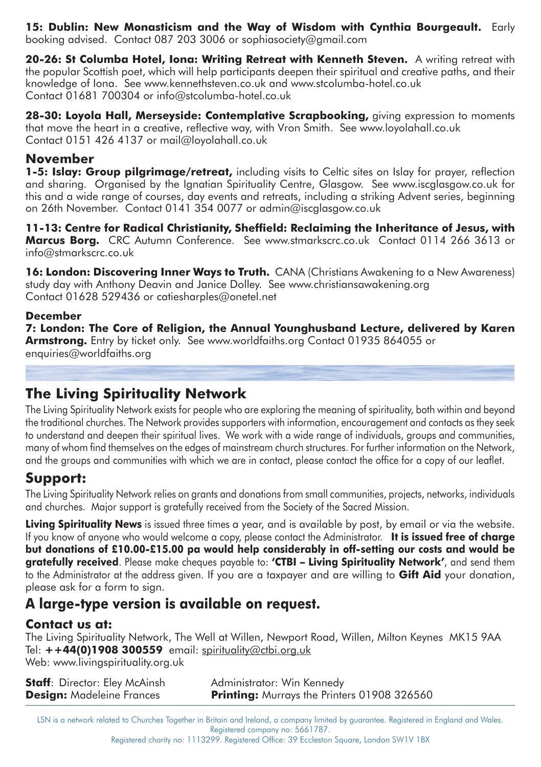**15: Dublin: New Monasticism and the Way of Wisdom with Cynthia Bourgeault.** Early booking advised. Contact 087 203 3006 or sophiasociety@gmail.com

**20-26: St Columba Hotel, Iona: Writing Retreat with Kenneth Steven.** A writing retreat with the popular Scottish poet, which will help participants deepen their spiritual and creative paths, and their knowledge of Iona. See www.kennethsteven.co.uk and www.stcolumba-hotel.co.uk
Contact 01681 700304 or info@stcolumba-hotel.co.uk

**28-30: Loyola Hall, Merseyside: Contemplative Scrapbooking,** giving expression to moments that move the heart in a creative, reflective way, with Vron Smith. See www.loyolahall.co.uk
Contact 0151 426 4137 or mail@loyolahall.co.uk

## November

**1-5: Islay: Group pilgrimage/retreat,** including visits to Celtic sites on Islay for prayer, reflection and sharing. Organised by the Ignatian Spirituality Centre, Glasgow. See www.iscglasgow.co.uk for this and a wide range of courses, day events and retreats, including a striking Advent series, beginning on 26th November. Contact 0141 354 0077 or admin@iscglasgow.co.uk

**11-13: Centre for Radical Christianity, Sheffield: Reclaiming the Inheritance of Jesus, with Marcus Borg.** CRC Autumn Conference. See www.stmarkscrc.co.uk Contact 0114 266 3613 or info@stmarkscrc.co.uk

**16: London: Discovering Inner Ways to Truth.** CANA (Christians Awakening to a New Awareness) study day with Anthony Deavin and Janice Dolley. See www.christiansawakening.org
Contact 01628 529436 or catiesharples@onetel.net

### December

**7: London: The Core of Religion, the Annual Younghusband Lecture, delivered by Karen Armstrong.** Entry by ticket only. See www.worldfaiths.org Contact 01935 864055 or enquiries@worldfaiths.org

## The Living Spirituality Network

The Living Spirituality Network exists for people who are exploring the meaning of spirituality, both within and beyond the traditional churches. The Network provides supporters with information, encouragement and contacts as they seek to understand and deepen their spiritual lives. We work with a wide range of individuals, groups and communities, many of whom find themselves on the edges of mainstream church structures. For further information on the Network, and the groups and communities with which we are in contact, please contact the office for a copy of our leaflet.

## Support:

The Living Spirituality Network relies on grants and donations from small communities, projects, networks, individuals and churches. Major support is gratefully received from the Society of the Sacred Mission.

**Living Spirituality News** is issued three times a year, and is available by post, by email or via the website. If you know of anyone who would welcome a copy, please contact the Administrator. **It is issued free of charge but donations of £10.00-£15.00 pa would help considerably in off-setting our costs and would be gratefully received**. Please make cheques payable to: **'CTBI – Living Spirituality Network'**, and send them to the Administrator at the address given. If you are a taxpayer and are willing to **Gift Aid** your donation, please ask for a form to sign.

## A large-type version is available on request.

### Contact us at:

The Living Spirituality Network, The Well at Willen, Newport Road, Willen, Milton Keynes MK15 9AA
Tel: **++44(0)1908 300559** email: spirituality@ctbi.org.uk
Web: www.livingspirituality.org.uk

**Staff**: Director: Eley McAinsh    Administrator: Win Kennedy
**Design:** Madeleine Frances    **Printing:** Murrays the Printers 01908 326560

LSN is a network related to Churches Together in Britain and Ireland, a company limited by guarantee. Registered in England and Wales.
Registered company no: 5661787.
Registered charity no: 1113299. Registered Office: 39 Eccleston Square, London SW1V 1BX